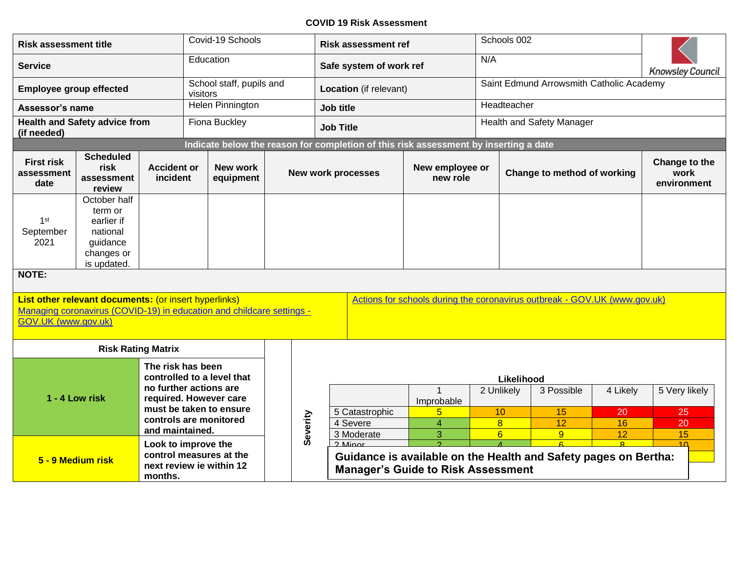**COVID 19 Risk Assessment**

| | | | | |
|---|---|---|---|---|
| **Risk assessment title** | Covid-19 Schools | **Risk assessment ref** | Schools 002 | Knowsley Council |
| **Service** | Education | **Safe system of work ref** | N/A | |
| **Employee group effected** | School staff, pupils and visitors | **Location** (if relevant) | Saint Edmund Arrowsmith Catholic Academy | |
| **Assessor's name** | Helen Pinnington | **Job title** | Headteacher | |
| **Health and Safety advice from (if needed)** | Fiona Buckley | **Job Title** | Health and Safety Manager | |

**Indicate below the reason for completion of this risk assessment by inserting a date**

| First risk assessment date | Scheduled risk assessment review | Accident or incident | New work equipment | New work processes | New employee or new role | Change to method of working | Change to the work environment |
|---|---|---|---|---|---|---|---|
| 1st September 2021 | October half term or earlier if national guidance changes or is updated. | | | | | | |

**NOTE:**

**List other relevant documents:** (or insert hyperlinks)
[Managing coronavirus (COVID-19) in education and childcare settings - GOV.UK (www.gov.uk)]
[Actions for schools during the coronavirus outbreak - GOV.UK (www.gov.uk)]

**Risk Rating Matrix**

| | |
|---|---|
| **1 - 4 Low risk** | **The risk has been controlled to a level that no further actions are required. However care must be taken to ensure controls are monitored and maintained.** |
| **5 - 9 Medium risk** | **Look to improve the control measures at the next review ie within 12 months.** |

**Likelihood**

| Severity | 1 Improbable | 2 Unlikely | 3 Possible | 4 Likely | 5 Very likely |
|---|---|---|---|---|---|
| 5 Catastrophic | 5 | 10 | 15 | 20 | 25 |
| 4 Severe | 4 | 8 | 12 | 16 | 20 |
| 3 Moderate | 3 | 6 | 9 | 12 | 15 |
| 2 Minor | 2 | 4 | 6 | 8 | 10 |

**Guidance is available on the Health and Safety pages on Bertha: Manager's Guide to Risk Assessment**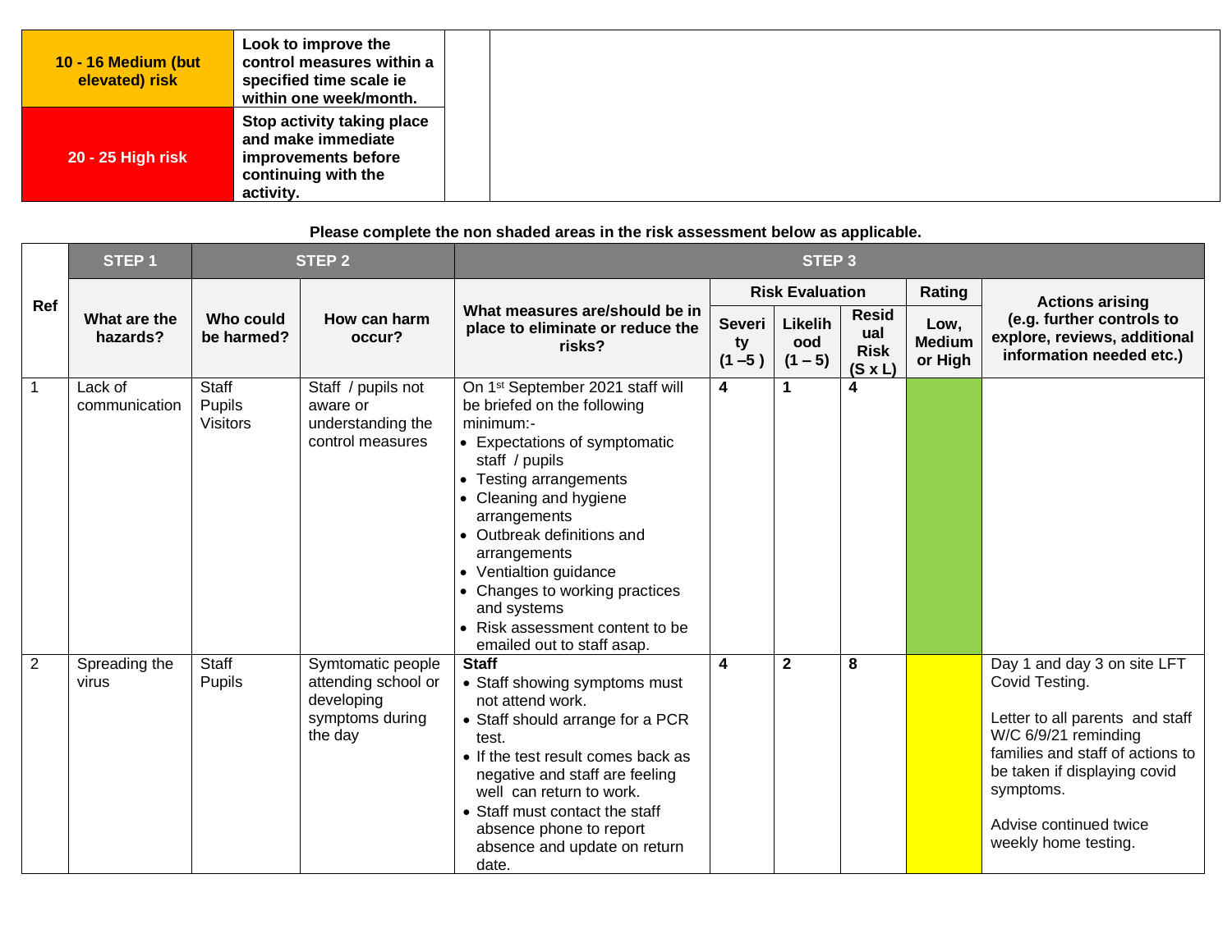| | | | |
|---|---|---|---|
| **10 - 16 Medium (but elevated) risk** | **Look to improve the control measures within a specified time scale ie within one week/month.** | | |
| **20 - 25 High risk** | **Stop activity taking place and make immediate improvements before continuing with the activity.** | | |

**Please complete the non shaded areas in the risk assessment below as applicable.**

| Ref | STEP 1 | STEP 2 | | STEP 3 | | | | | |
|---|---|---|---|---|---|---|---|---|---|
| | **What are the hazards?** | **Who could be harmed?** | **How can harm occur?** | **What measures are/should be in place to eliminate or reduce the risks?** | **Risk Evaluation** Severity (1 –5 ) | Likelihood (1 – 5) | Residual Risk (S x L) | **Rating** Low, Medium or High | **Actions arising (e.g. further controls to explore, reviews, additional information needed etc.)** |
| 1 | Lack of communication | Staff<br>Pupils<br>Visitors | Staff / pupils not aware or understanding the control measures | On 1st September 2021 staff will be briefed on the following minimum:-<br>• Expectations of symptomatic staff / pupils<br>• Testing arrangements<br>• Cleaning and hygiene arrangements<br>• Outbreak definitions and arrangements<br>• Ventialtion guidance<br>• Changes to working practices and systems<br>• Risk assessment content to be emailed out to staff asap. | **4** | **1** | **4** | | |
| 2 | Spreading the virus | Staff<br>Pupils | Symtomatic people attending school or developing symptoms during the day | **Staff**<br>• Staff showing symptoms must not attend work.<br>• Staff should arrange for a PCR test.<br>• If the test result comes back as negative and staff are feeling well can return to work.<br>• Staff must contact the staff absence phone to report absence and update on return date. | **4** | **2** | **8** | | Day 1 and day 3 on site LFT Covid Testing.<br><br>Letter to all parents and staff W/C 6/9/21 reminding families and staff of actions to be taken if displaying covid symptoms.<br><br>Advise continued twice weekly home testing. |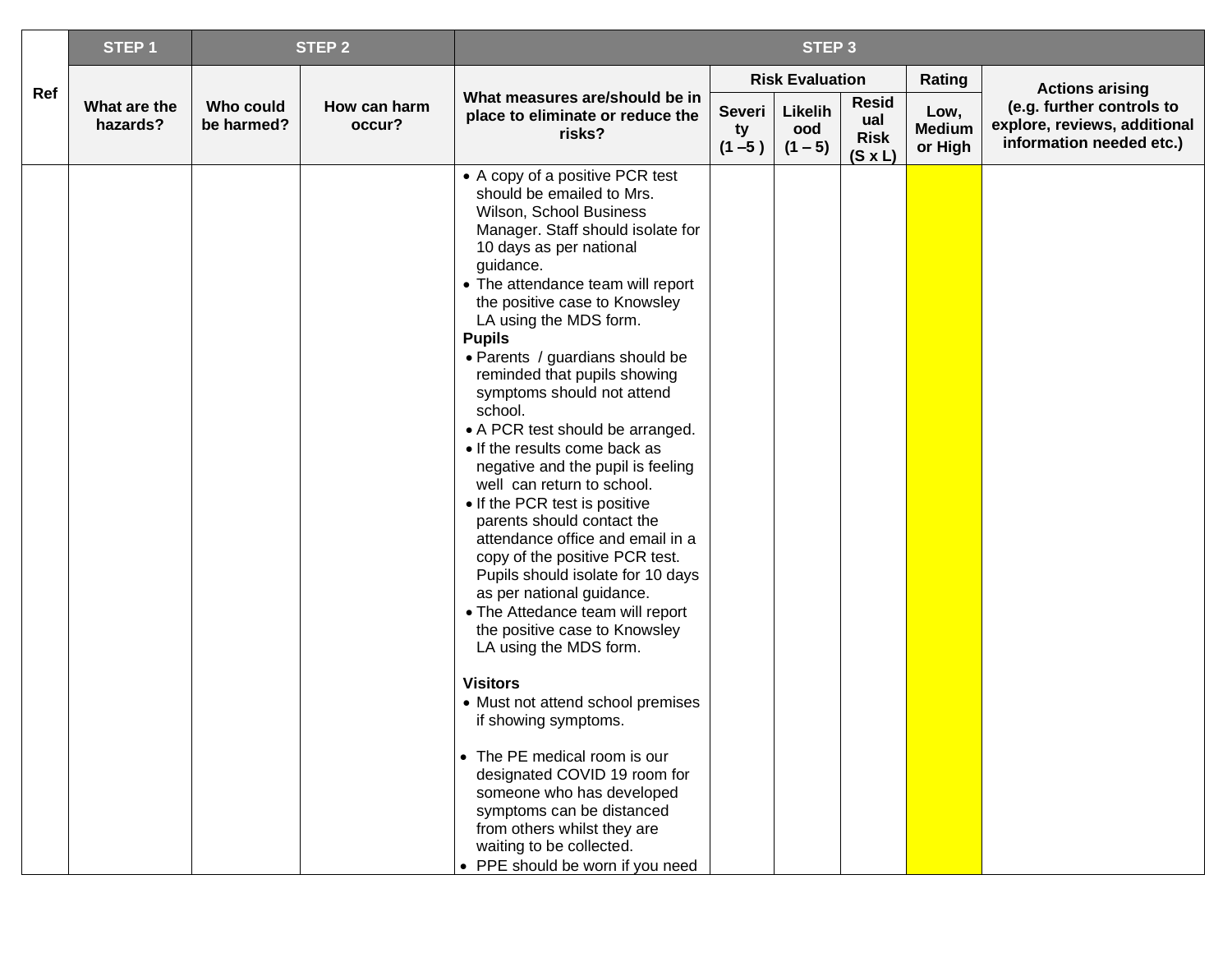| Ref | STEP 1 | STEP 2 | | STEP 3 | | | | | |
|---|---|---|---|---|---|---|---|---|---|
| | What are the hazards? | Who could be harmed? | How can harm occur? | What measures are/should be in place to eliminate or reduce the risks? | Risk Evaluation | | | Rating | Actions arising (e.g. further controls to explore, reviews, additional information needed etc.) |
| | | | | | Severity (1 –5 ) | Likelihood (1 – 5) | Residual Risk (S x L) | Low, Medium or High | |
| | | | | • A copy of a positive PCR test should be emailed to Mrs. Wilson, School Business Manager. Staff should isolate for 10 days as per national guidance.<br>• The attendance team will report the positive case to Knowsley LA using the MDS form.<br>**Pupils**<br>• Parents / guardians should be reminded that pupils showing symptoms should not attend school.<br>• A PCR test should be arranged.<br>• If the results come back as negative and the pupil is feeling well can return to school.<br>• If the PCR test is positive parents should contact the attendance office and email in a copy of the positive PCR test. Pupils should isolate for 10 days as per national guidance.<br>• The Attedance team will report the positive case to Knowsley LA using the MDS form.<br><br>**Visitors**<br>• Must not attend school premises if showing symptoms.<br><br>• The PE medical room is our designated COVID 19 room for someone who has developed symptoms can be distanced from others whilst they are waiting to be collected.<br>• PPE should be worn if you need | | | | | |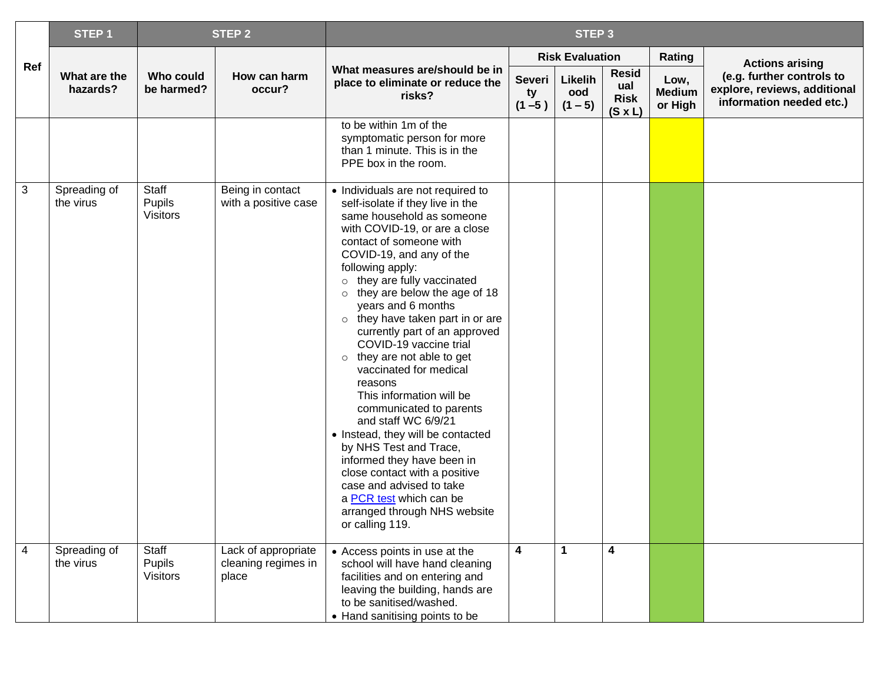| Ref | STEP 1 | STEP 2 | | STEP 3 | | | | | |
|---|---|---|---|---|---|---|---|---|---|
| | What are the hazards? | Who could be harmed? | How can harm occur? | What measures are/should be in place to eliminate or reduce the risks? | Risk Evaluation | | | Rating | Actions arising (e.g. further controls to explore, reviews, additional information needed etc.) |
| | | | | | Severity (1 –5 ) | Likelihood (1 – 5) | Residual Risk (S x L) | Low, Medium or High | |
| | | | | to be within 1m of the symptomatic person for more than 1 minute. This is in the PPE box in the room. | | | | | |
| 3 | Spreading of the virus | Staff<br>Pupils<br>Visitors | Being in contact with a positive case | • Individuals are not required to self-isolate if they live in the same household as someone with COVID-19, or are a close contact of someone with COVID-19, and any of the following apply:<br>○ they are fully vaccinated<br>○ they are below the age of 18 years and 6 months<br>○ they have taken part in or are currently part of an approved COVID-19 vaccine trial<br>○ they are not able to get vaccinated for medical reasons<br>This information will be communicated to parents and staff WC 6/9/21<br>• Instead, they will be contacted by NHS Test and Trace, informed they have been in close contact with a positive case and advised to take a PCR test which can be arranged through NHS website or calling 119. | | | | | |
| 4 | Spreading of the virus | Staff<br>Pupils<br>Visitors | Lack of appropriate cleaning regimes in place | • Access points in use at the school will have hand cleaning facilities and on entering and leaving the building, hands are to be sanitised/washed.<br>• Hand sanitising points to be | **4** | **1** | **4** | | |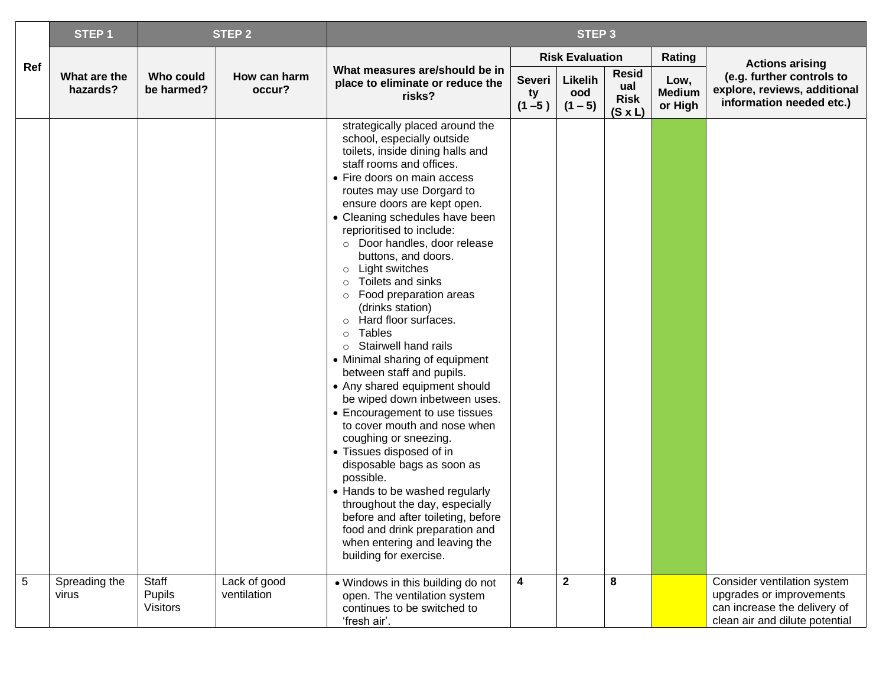| Ref | STEP 1 | STEP 2 | | STEP 3 | | | | | |
|---|---|---|---|---|---|---|---|---|---|
| | What are the hazards? | Who could be harmed? | How can harm occur? | What measures are/should be in place to eliminate or reduce the risks? | Risk Evaluation | | | Rating | Actions arising (e.g. further controls to explore, reviews, additional information needed etc.) |
| | | | | | Severity (1 –5 ) | Likelihood (1 – 5) | Residual Risk (S x L) | Low, Medium or High | |
| | | | | strategically placed around the school, especially outside toilets, inside dining halls and staff rooms and offices.<br>• Fire doors on main access routes may use Dorgard to ensure doors are kept open.<br>• Cleaning schedules have been reprioritised to include:<br>○ Door handles, door release buttons, and doors.<br>○ Light switches<br>○ Toilets and sinks<br>○ Food preparation areas (drinks station)<br>○ Hard floor surfaces.<br>○ Tables<br>○ Stairwell hand rails<br>• Minimal sharing of equipment between staff and pupils.<br>• Any shared equipment should be wiped down inbetween uses.<br>• Encouragement to use tissues to cover mouth and nose when coughing or sneezing.<br>• Tissues disposed of in disposable bags as soon as possible.<br>• Hands to be washed regularly throughout the day, especially before and after toileting, before food and drink preparation and when entering and leaving the building for exercise. | | | | | |
| 5 | Spreading the virus | Staff<br>Pupils<br>Visitors | Lack of good ventilation | • Windows in this building do not open. The ventilation system continues to be switched to 'fresh air'. | **4** | **2** | **8** | | Consider ventilation system upgrades or improvements can increase the delivery of clean air and dilute potential |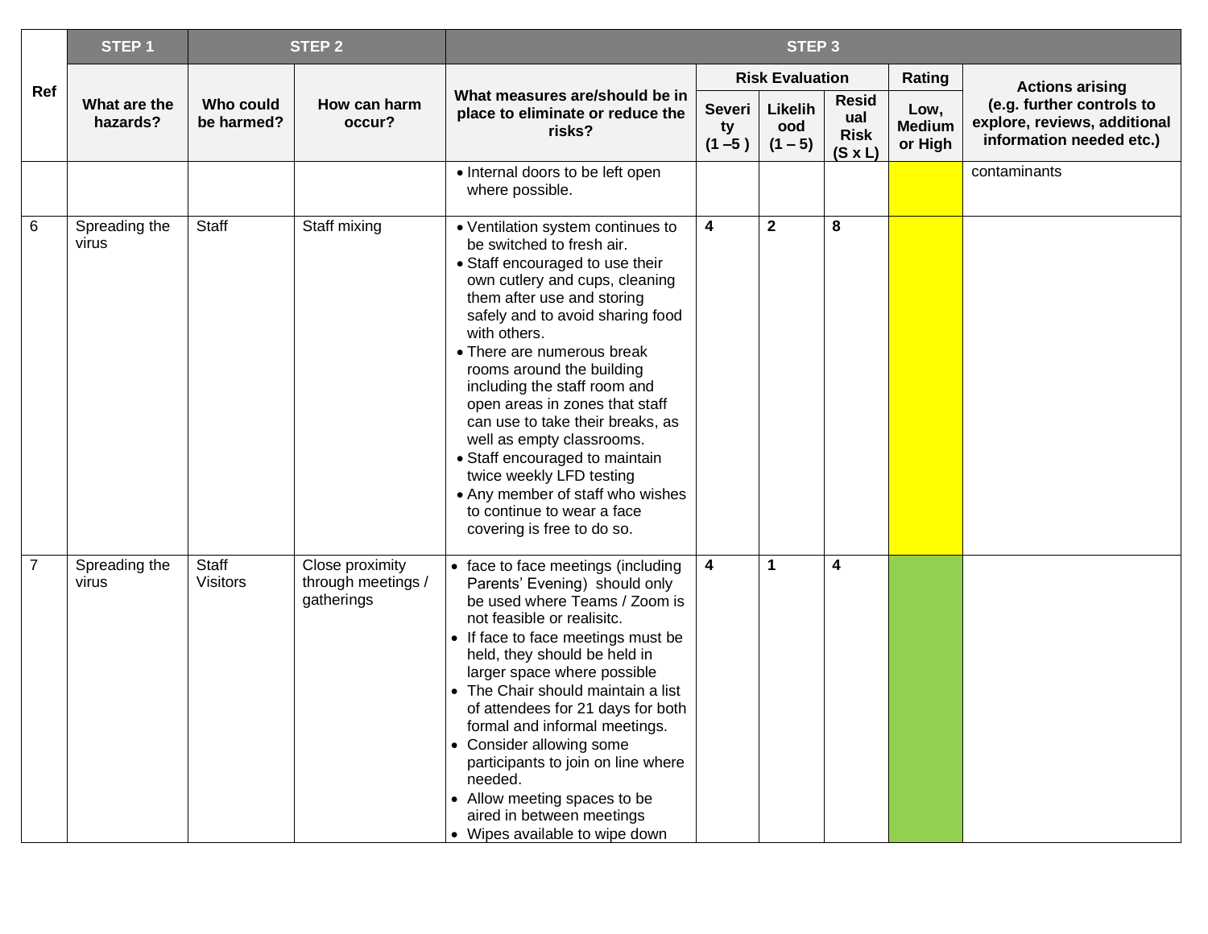| Ref | STEP 1 | STEP 2 | | STEP 3 | | | | | |
|---|---|---|---|---|---|---|---|---|---|
| | What are the hazards? | Who could be harmed? | How can harm occur? | What measures are/should be in place to eliminate or reduce the risks? | Risk Evaluation | | | Rating | Actions arising (e.g. further controls to explore, reviews, additional information needed etc.) |
| | | | | | Severity (1 –5 ) | Likelihood (1 – 5) | Residual Risk (S x L) | Low, Medium or High | |
| | | | | • Internal doors to be left open where possible. | | | | | contaminants |
| 6 | Spreading the virus | Staff | Staff mixing | • Ventilation system continues to be switched to fresh air.<br>• Staff encouraged to use their own cutlery and cups, cleaning them after use and storing safely and to avoid sharing food with others.<br>• There are numerous break rooms around the building including the staff room and open areas in zones that staff can use to take their breaks, as well as empty classrooms.<br>• Staff encouraged to maintain twice weekly LFD testing<br>• Any member of staff who wishes to continue to wear a face covering is free to do so. | **4** | **2** | **8** | | |
| 7 | Spreading the virus | Staff<br>Visitors | Close proximity through meetings / gatherings | • face to face meetings (including Parents' Evening) should only be used where Teams / Zoom is not feasible or realisitc.<br>• If face to face meetings must be held, they should be held in larger space where possible<br>• The Chair should maintain a list of attendees for 21 days for both formal and informal meetings.<br>• Consider allowing some participants to join on line where needed.<br>• Allow meeting spaces to be aired in between meetings<br>• Wipes available to wipe down | **4** | **1** | **4** | | |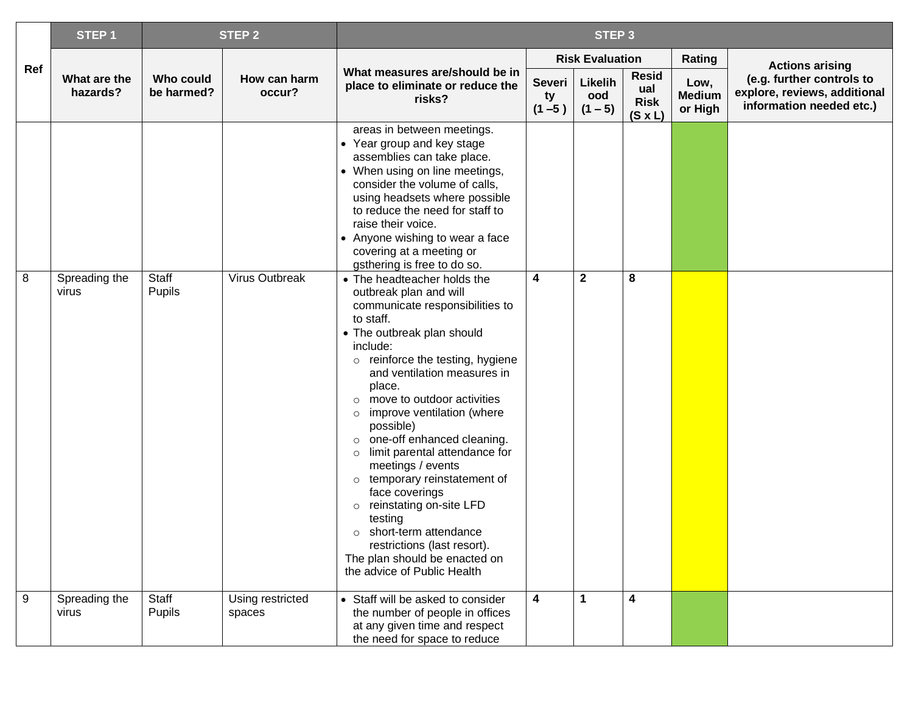| Ref | STEP 1 | STEP 2 | | STEP 3 | | | | | |
|---|---|---|---|---|---|---|---|---|---|
| | What are the hazards? | Who could be harmed? | How can harm occur? | What measures are/should be in place to eliminate or reduce the risks? | Risk Evaluation | | | Rating | Actions arising (e.g. further controls to explore, reviews, additional information needed etc.) |
| | | | | | Severity (1 –5 ) | Likelihood (1 – 5) | Residual Risk (S x L) | Low, Medium or High | |
| | | | | areas in between meetings.<br>• Year group and key stage assemblies can take place.<br>• When using on line meetings, consider the volume of calls, using headsets where possible to reduce the need for staff to raise their voice.<br>• Anyone wishing to wear a face covering at a meeting or gsthering is free to do so. | | | | | |
| 8 | Spreading the virus | Staff<br>Pupils | Virus Outbreak | • The headteacher holds the outbreak plan and will communicate responsibilities to to staff.<br>• The outbreak plan should include:<br>○ reinforce the testing, hygiene and ventilation measures in place.<br>○ move to outdoor activities<br>○ improve ventilation (where possible)<br>○ one-off enhanced cleaning.<br>○ limit parental attendance for meetings / events<br>○ temporary reinstatement of face coverings<br>○ reinstating on-site LFD testing<br>○ short-term attendance restrictions (last resort).<br>The plan should be enacted on the advice of Public Health | **4** | **2** | **8** | | |
| 9 | Spreading the virus | Staff<br>Pupils | Using restricted spaces | • Staff will be asked to consider the number of people in offices at any given time and respect the need for space to reduce | **4** | **1** | **4** | | |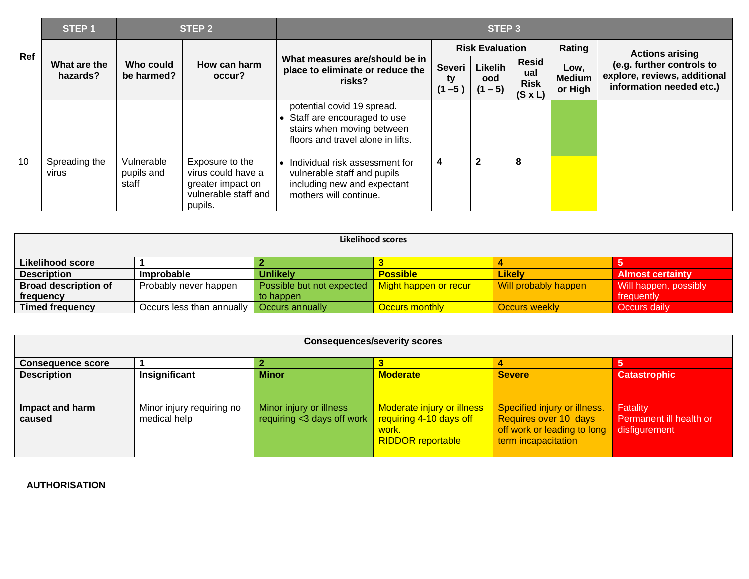| Ref | STEP 1 | STEP 2 | | STEP 3 | | | | | |
|---|---|---|---|---|---|---|---|---|---|
| | **What are the hazards?** | **Who could be harmed?** | **How can harm occur?** | **What measures are/should be in place to eliminate or reduce the risks?** | **Risk Evaluation** | | | **Rating** | **Actions arising (e.g. further controls to explore, reviews, additional information needed etc.)** |
| | | | | | **Severity (1 –5 )** | **Likelihood (1 – 5)** | **Residual Risk (S x L)** | **Low, Medium or High** | |
| | | | | potential covid 19 spread.<br>• Staff are encouraged to use stairs when moving between floors and travel alone in lifts. | | | | | |
| 10 | Spreading the virus | Vulnerable pupils and staff | Exposure to the virus could have a greater impact on vulnerable staff and pupils. | • Individual risk assessment for vulnerable staff and pupils including new and expectant mothers will continue. | **4** | **2** | **8** | | |

| Likelihood scores | | | | | |
|---|---|---|---|---|---|
| **Likelihood score** | **1** | **2** | **3** | **4** | **5** |
| **Description** | **Improbable** | **Unlikely** | **Possible** | **Likely** | **Almost certainty** |
| **Broad description of frequency** | Probably never happen | Possible but not expected to happen | Might happen or recur | Will probably happen | Will happen, possibly frequently |
| **Timed frequency** | Occurs less than annually | Occurs annually | Occurs monthly | Occurs weekly | Occurs daily |

| Consequences/severity scores | | | | | |
|---|---|---|---|---|---|
| **Consequence score** | **1** | **2** | **3** | **4** | **5** |
| **Description** | **Insignificant** | **Minor** | **Moderate** | **Severe** | **Catastrophic** |
| **Impact and harm caused** | Minor injury requiring no medical help | Minor injury or illness requiring <3 days off work | Moderate injury or illness requiring 4-10 days off work.<br>RIDDOR reportable | Specified injury or illness. Requires over 10 days off work or leading to long term incapacitation | Fatality<br>Permanent ill health or disfigurement |

**AUTHORISATION**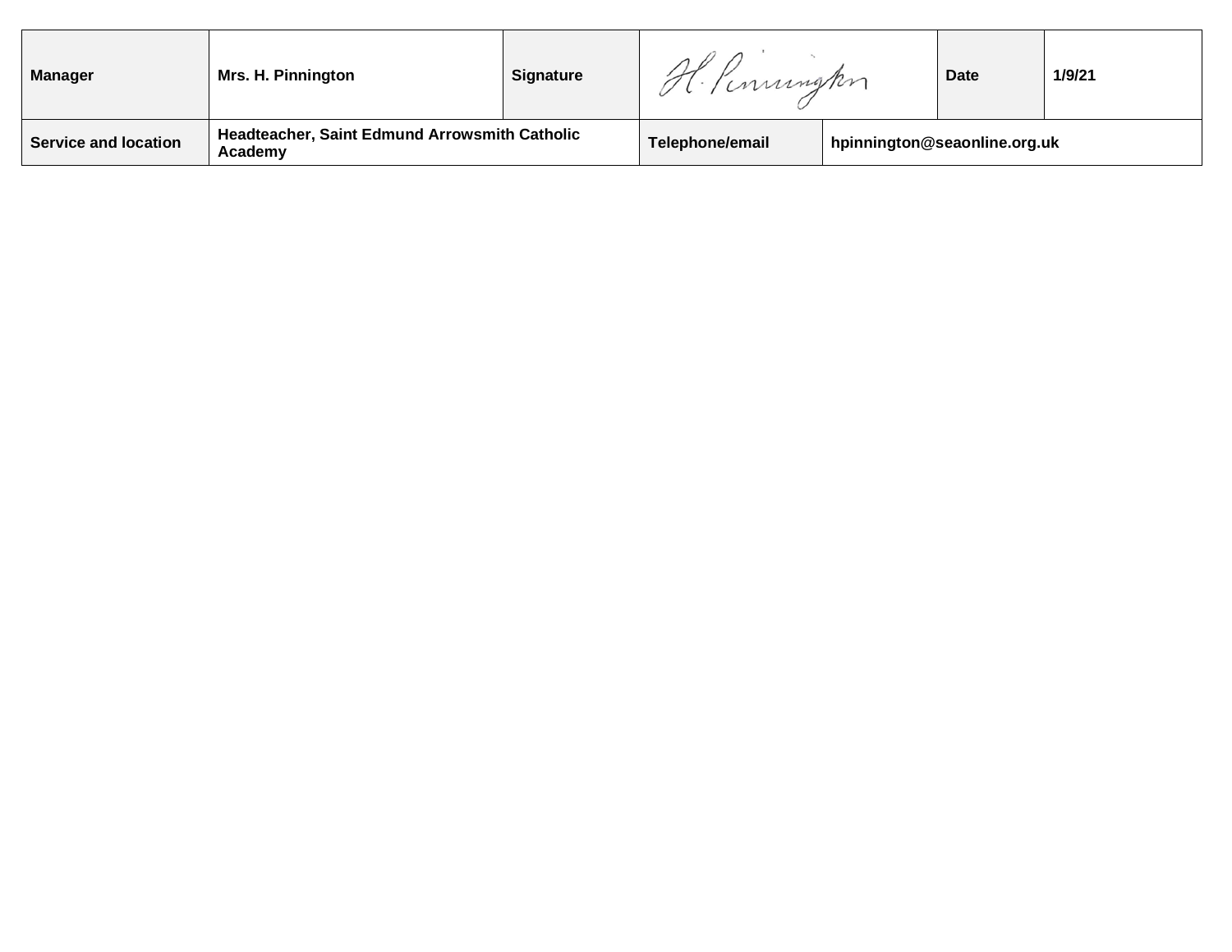| | | | | | |
|---|---|---|---|---|---|
| **Manager** | **Mrs. H. Pinnington** | **Signature** | H. Pinnington | **Date** | **1/9/21** |
| **Service and location** | **Headteacher, Saint Edmund Arrowsmith Catholic Academy** | | **Telephone/email** | **hpinnington@seaonline.org.uk** | |